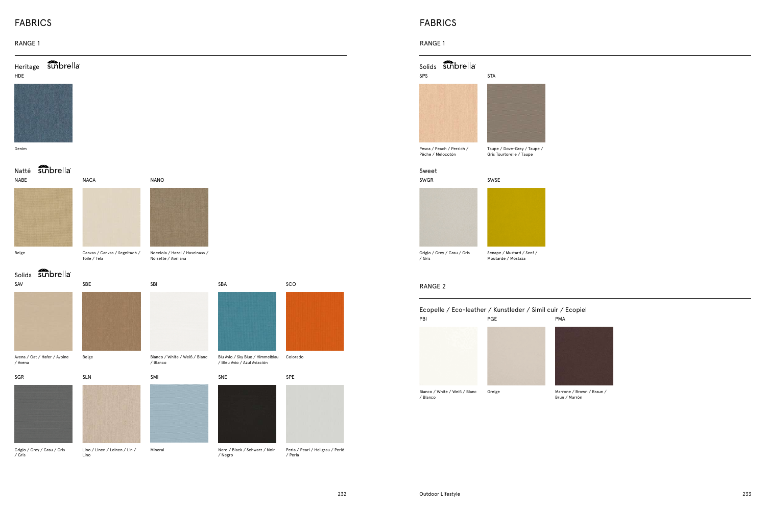# FABRICS

## RANGE 1

### Heritage sunbrella

HDE

Denim

### Natté sunbrella

NABE

Beige

NACA

Canvas / Canvas / Segeltuch / Toile / Tela

NANO

Nocciola / Hazel / Haselnuss / Noisette / Avellana

### Solids sunbrella

SAV

Avena / Oat / Hafer / Avoine / Avena

SBE

Beige

SBI

Bianco / White / Weiß / Blanc / Blanco

SBA

Blu Avio / Sky Blue / Himmelblau / Bleu Avio / Azul Aviación

SCO

Colorado

SGR

Grigio / Grey / Grau / Gris / Gris

SLN

Lino / Linen / Leinen / Lin / Lino

SMI

Mineral

SNE

Nero / Black / Schwarz / Noir / Negro

SPE

Perla / Pearl / Hellgrau / Perlé / Perla

# FABRICS

## RANGE 1

### Solids sunbrella

SPS

Pesca / Peach / Persich / Pêche / Melocotón

STA

Taupe / Dove-Grey / Taupe / Gris Tourtorelle / Taupe

### Sweet

SWGR

Grigio / Grey / Grau / Gris / Gris

SWSE

Senape / Mustard / Senf / Moutarde / Mostaza

## RANGE 2

### Ecopelle / Eco-leather / Kunstleder / Simil cuir / Ecopiel

PBI

Bianco / White / Weiß / Blanc / Blanco

PGE

Greige

PMA

Marrone / Brown / Braun / Brun / Marrón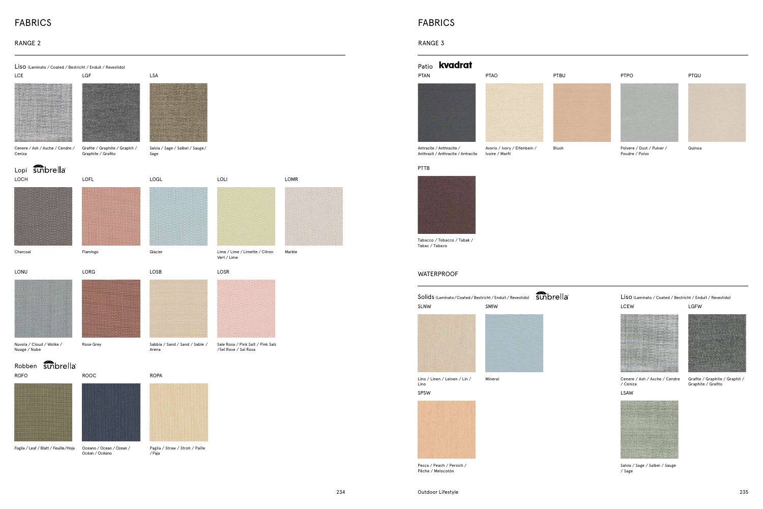# FABRICS

## RANGE 2

### Liso (Laminato / Coated / Bestricht / Enduit / Revestido)

LCE
Cenere / Ash / Asche / Cendre / Ceniza

LGF
Grafite / Graphite / Graphit / Graphite / Grafito

LSA
Salvia / Sage / Salbei / Sauge / Sage

### Lopi sunbrella

LOCH
Charcoal

LOFL
Flamingo

LOGL
Glacier

LOLI
Lime / Lime / Limette / Citron Vert / Lime

LOMR
Marble

LONU
Nuvola / Cloud / Wolke / Nuage / Nube

LORG
Rose Grey

LOSB
Sabbia / Sand / Sand / Sable / Arena

LOSR
Sale Rosa / Pink Salt / Pink Salz /Sel Rose / Sal Rosa

### Robben sunbrella

ROFO
Foglia / Leaf / Blatt / Feuille/Hoja

ROOC
Oceano / Ocean / Ozean / Océan / Océano

ROPA
Paglia / Straw / Stroh / Paille /Paja

# FABRICS

## RANGE 3

### Patio kvadrat

PTAN
Antracite / Anthracite / Anthrazit / Anthracite / Antracita

PTAO
Avorio / Ivory / Elfenbein / Ivoire / Marfil

PTBU
Blush

PTPO
Polvere / Dust / Pulver / Poudre / Polvo

PTQU
Quinoa

PTTB
Tabacco / Tobacco / Tabak / Tabac / Tabaco

## WATERPROOF

### Solids (Laminato/Coated/ Bestricht / Enduit / Revestido) sunbrella

SLNW
Lino / Linen / Leinen / Lin / Lino

SMIW
Mineral

SPSW
Pesca / Peach / Persich / Pêche / Melocotón

### Liso (Laminato / Coated / Bestricht / Enduit / Revestido)

LCEW
Cenere / Ash / Asche / Cendre / Ceniza

LGFW
Grafite / Graphite / Graphit / Graphite / Grafito

LSAW
Salvia / Sage / Salbei / Sauge / Sage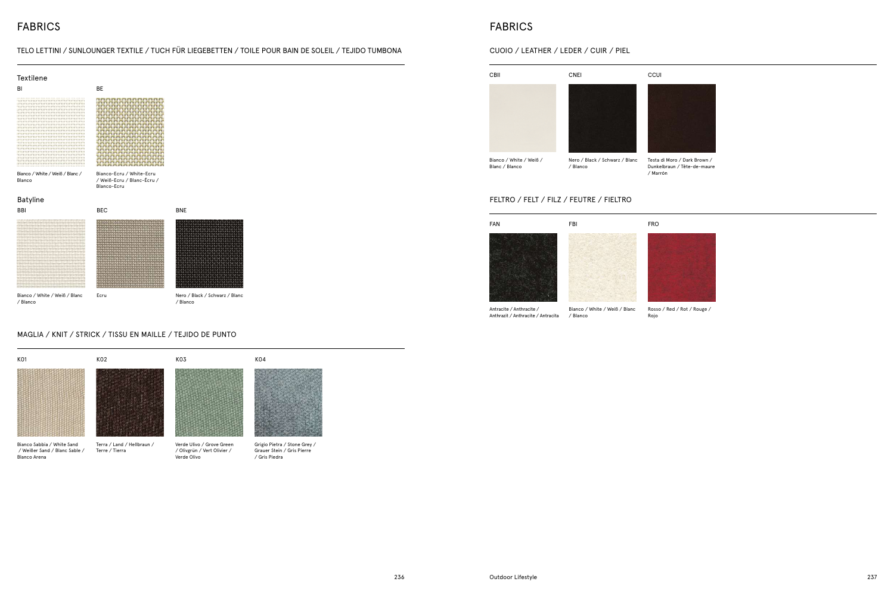# FABRICS

## TELO LETTINI / SUNLOUNGER TEXTILE / TUCH FÜR LIEGEBETTEN / TOILE POUR BAIN DE SOLEIL / TEJIDO TUMBONA

### Textilene

BI

Bianco / White / Weiß / Blanc / Blanco

BE

Bianco-Ecru / White-Ecru / Weiß-Ecru / Blanc-Écru / Blanco-Ecru

### Batyline

BBI

Bianco / White / Weiß / Blanc / Blanco

BEC

Ecru

BNE

Nero / Black / Schwarz / Blanc / Blanco

## MAGLIA / KNIT / STRICK / TISSU EN MAILLE / TEJIDO DE PUNTO

K01

Bianco Sabbia / White Sand / Weißer Sand / Blanc Sable / Blanco Arena

K02

Terra / Land / Hellbraun / Terre / Tierra

K03

Verde Ulivo / Grove Green / Olivgrün / Vert Olivier / Verde Olivo

K04

Grigio Pietra / Stone Grey / Grauer Stein / Gris Pierre / Gris Piedra

# FABRICS

## CUOIO / LEATHER / LEDER / CUIR / PIEL

CBII

Bianco / White / Weiß / Blanc / Blanco

CNEI

Nero / Black / Schwarz / Blanc / Blanco

CCUI

Testa di Moro / Dark Brown / Dunkelbraun / Tête-de-maure / Marrón

## FELTRO / FELT / FILZ / FEUTRE / FIELTRO

FAN

Antracite / Anthracite / Anthrazit / Anthracite / Antracita

FBI

Bianco / White / Weiß / Blanc / Blanco

FRO

Rosso / Red / Rot / Rouge / Rojo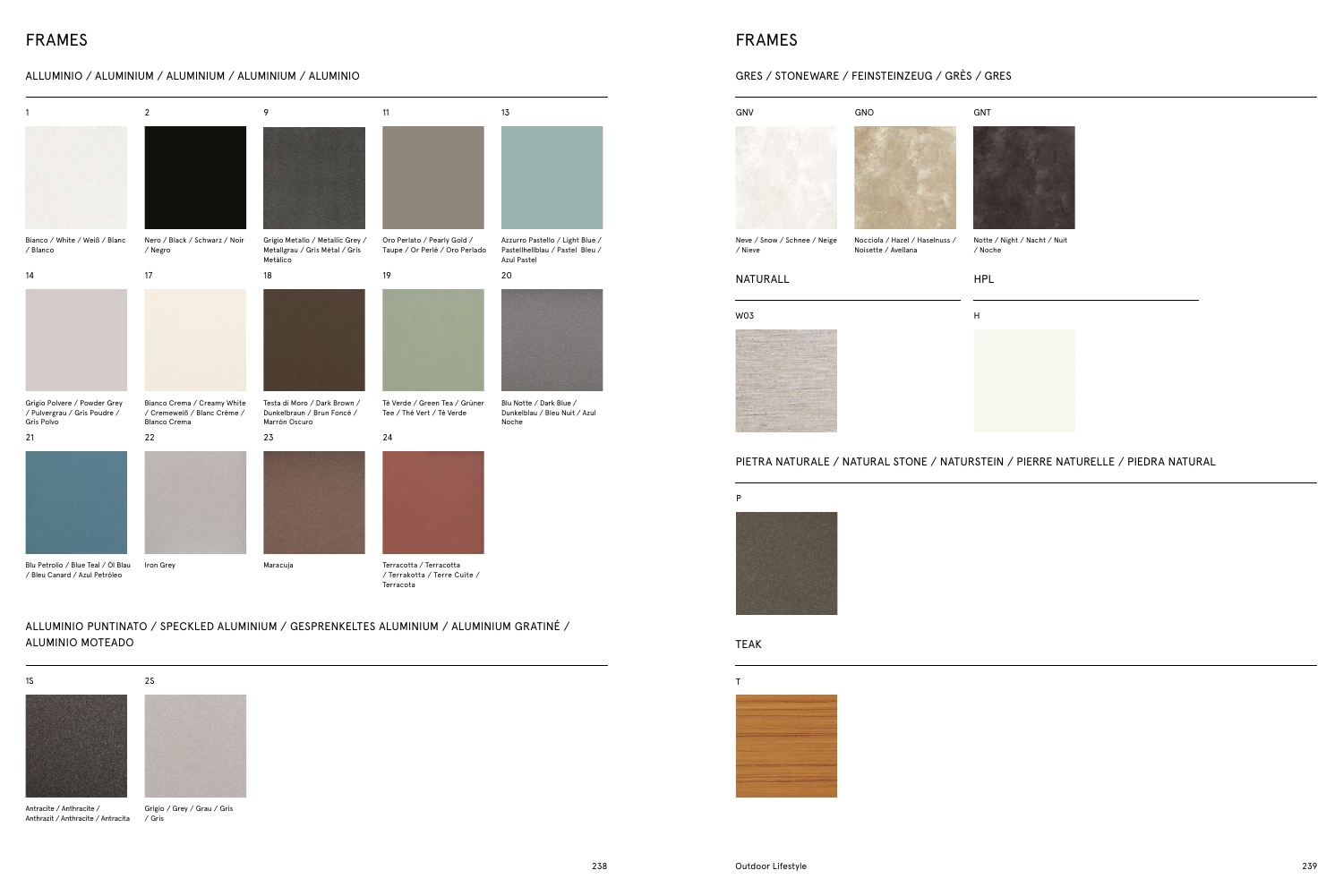# FRAMES

## ALLUMINIO / ALUMINIUM / ALUMINIUM / ALUMINIUM / ALUMINIO

1
Bianco / White / Weiß / Blanc / Blanco

2
Nero / Black / Schwarz / Noir / Negro

9
Grigio Metallo / Metallic Grey / Metallgrau / Gris Métal / Gris Metálico

11
Oro Perlato / Pearly Gold / Taupe / Or Perlé / Oro Perlado

13
Azzurro Pastello / Light Blue / Pastellhellblau / Pastel Bleu / Azul Pastel

14
Grigio Polvere / Powder Grey / Pulvergrau / Gris Poudre / Gris Polvo

17
Bianco Crema / Creamy White / Cremeweiß / Blanc Crème / Blanco Crema

18
Testa di Moro / Dark Brown / Dunkelbraun / Brun Foncé / Marrón Oscuro

19
Tè Verde / Green Tea / Grüner Tee / Thé Vert / Té Verde

20
Blu Notte / Dark Blue / Dunkelblau / Bleu Nuit / Azul Noche

21
Blu Petrolio / Blue Teal / Öl Blau / Bleu Canard / Azul Petróleo

22
Iron Grey

23
Maracuja

24
Terracotta / Terracotta / Terrakotta / Terre Cuite / Terracota

## ALLUMINIO PUNTINATO / SPECKLED ALUMINIUM / GESPRENKELTES ALUMINIUM / ALUMINIUM GRATINÉ / ALUMINIO MOTEADO

1S
Antracite / Anthracite / Anthrazit / Anthracite / Antracita

2S
Grigio / Grey / Grau / Gris / Gris

# FRAMES

## GRES / STONEWARE / FEINSTEINZEUG / GRÈS / GRES

GNV
Neve / Snow / Schnee / Neige / Nieve

GNO
Nocciola / Hazel / Haselnuss / Noisette / Avellana

GNT
Notte / Night / Nacht / Nuit / Noche

## NATURALL

W03

## HPL

H

## PIETRA NATURALE / NATURAL STONE / NATURSTEIN / PIERRE NATURELLE / PIEDRA NATURAL

P

## TEAK

T